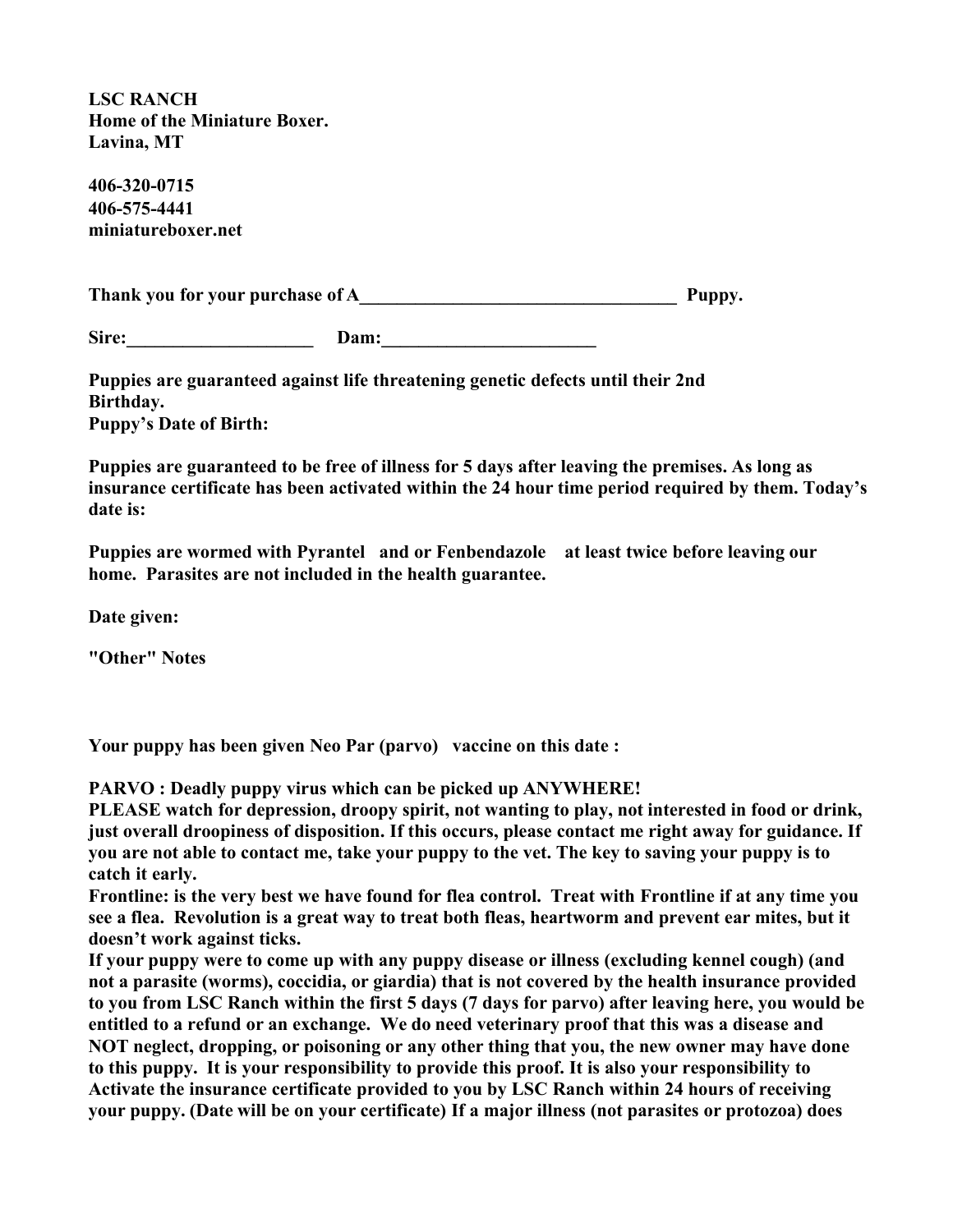**LSC RANCH**
**Home of the Miniature Boxer.**
**Lavina, MT**

**406-320-0715**
**406-575-4441**
**miniatureboxer.net**

**Thank you for your purchase of A___________________________________ Puppy.**

**Sire:____________________ Dam:_______________________**

**Puppies are guaranteed against life threatening genetic defects until their 2nd Birthday.**
**Puppy's Date of Birth:**

**Puppies are guaranteed to be free of illness for 5 days after leaving the premises. As long as insurance certificate has been activated within the 24 hour time period required by them. Today's date is:**

**Puppies are wormed with Pyrantel and or Fenbendazole at least twice before leaving our home. Parasites are not included in the health guarantee.**

**Date given:**

**"Other" Notes**

**Your puppy has been given Neo Par (parvo) vaccine on this date :**

**PARVO : Deadly puppy virus which can be picked up ANYWHERE!**
**PLEASE watch for depression, droopy spirit, not wanting to play, not interested in food or drink, just overall droopiness of disposition. If this occurs, please contact me right away for guidance. If you are not able to contact me, take your puppy to the vet. The key to saving your puppy is to catch it early.**
**Frontline: is the very best we have found for flea control. Treat with Frontline if at any time you see a flea. Revolution is a great way to treat both fleas, heartworm and prevent ear mites, but it doesn't work against ticks.**
**If your puppy were to come up with any puppy disease or illness (excluding kennel cough) (and not a parasite (worms), coccidia, or giardia) that is not covered by the health insurance provided to you from LSC Ranch within the first 5 days (7 days for parvo) after leaving here, you would be entitled to a refund or an exchange. We do need veterinary proof that this was a disease and NOT neglect, dropping, or poisoning or any other thing that you, the new owner may have done to this puppy. It is your responsibility to provide this proof. It is also your responsibility to Activate the insurance certificate provided to you by LSC Ranch within 24 hours of receiving your puppy. (Date will be on your certificate) If a major illness (not parasites or protozoa) does**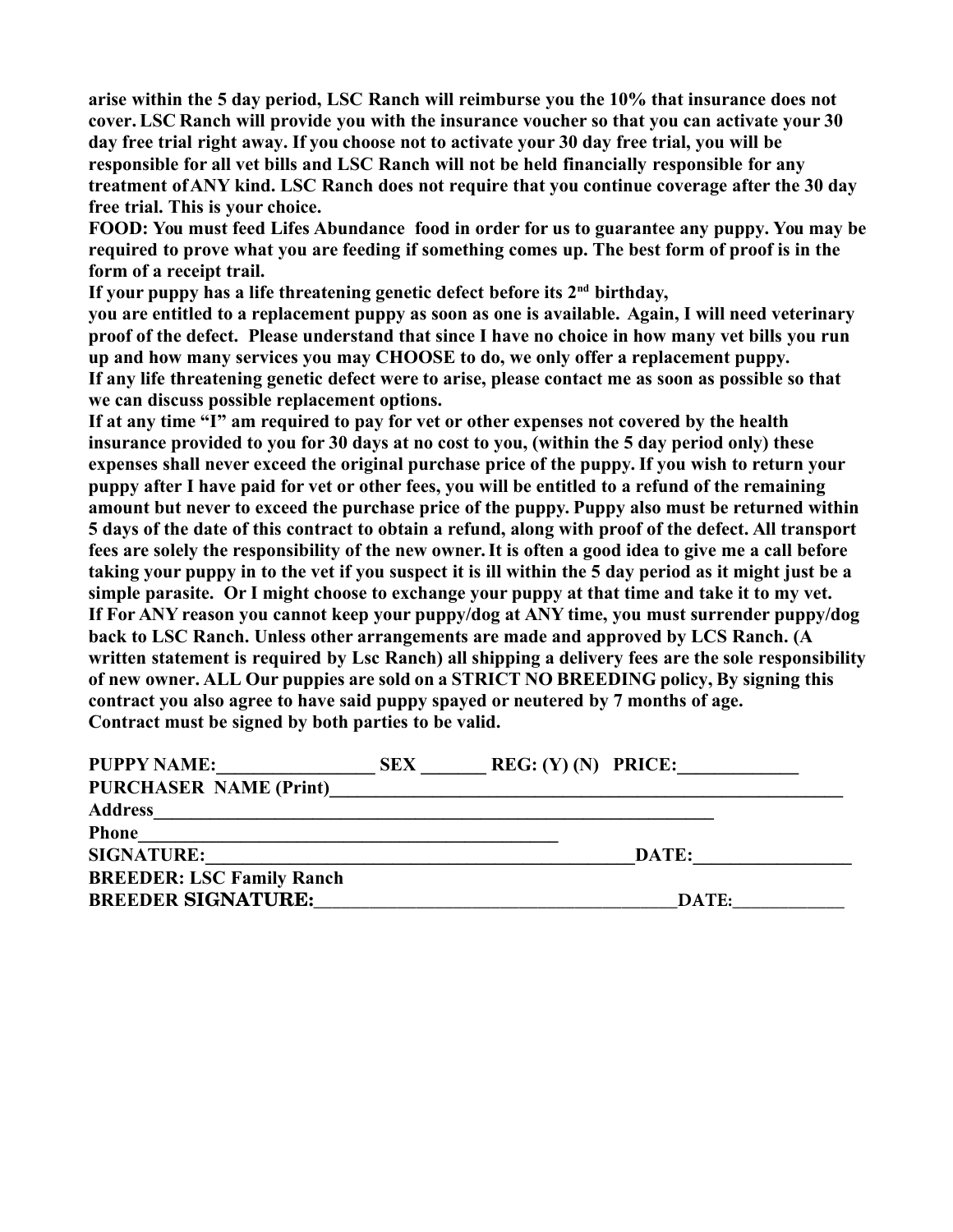**arise within the 5 day period, LSC Ranch will reimburse you the 10% that insurance does not cover. LSC Ranch will provide you with the insurance voucher so that you can activate your 30 day free trial right away. If you choose not to activate your 30 day free trial, you will be responsible for all vet bills and LSC Ranch will not be held financially responsible for any treatment of ANY kind. LSC Ranch does not require that you continue coverage after the 30 day free trial. This is your choice.**

**FOOD: You must feed Lifes Abundance food in order for us to guarantee any puppy. You may be required to prove what you are feeding if something comes up. The best form of proof is in the form of a receipt trail.**

**If your puppy has a life threatening genetic defect before its 2nd birthday, you are entitled to a replacement puppy as soon as one is available. Again, I will need veterinary proof of the defect. Please understand that since I have no choice in how many vet bills you run up and how many services you may CHOOSE to do, we only offer a replacement puppy.**

**If any life threatening genetic defect were to arise, please contact me as soon as possible so that we can discuss possible replacement options.**

**If at any time "I" am required to pay for vet or other expenses not covered by the health insurance provided to you for 30 days at no cost to you, (within the 5 day period only) these expenses shall never exceed the original purchase price of the puppy. If you wish to return your puppy after I have paid for vet or other fees, you will be entitled to a refund of the remaining amount but never to exceed the purchase price of the puppy. Puppy also must be returned within 5 days of the date of this contract to obtain a refund, along with proof of the defect. All transport fees are solely the responsibility of the new owner. It is often a good idea to give me a call before taking your puppy in to the vet if you suspect it is ill within the 5 day period as it might just be a simple parasite. Or I might choose to exchange your puppy at that time and take it to my vet.**

**If For ANY reason you cannot keep your puppy/dog at ANY time, you must surrender puppy/dog back to LSC Ranch. Unless other arrangements are made and approved by LCS Ranch. (A written statement is required by Lsc Ranch) all shipping a delivery fees are the sole responsibility of new owner. ALL Our puppies are sold on a STRICT NO BREEDING policy, By signing this contract you also agree to have said puppy spayed or neutered by 7 months of age.**

**Contract must be signed by both parties to be valid.**

**PUPPY NAME:\_\_\_\_\_\_\_\_\_\_\_\_\_\_\_\_\_ SEX \_\_\_\_\_\_\_ REG: (Y) (N) PRICE:\_\_\_\_\_\_\_\_\_\_\_\_\_**

**PURCHASER NAME (Print)\_\_\_\_\_\_\_\_\_\_\_\_\_\_\_\_\_\_\_\_\_\_\_\_\_\_\_\_\_\_\_\_\_\_\_\_\_\_\_\_\_\_\_\_\_\_\_\_\_\_\_\_\_\_\_\_\_\_**

**Address\_\_\_\_\_\_\_\_\_\_\_\_\_\_\_\_\_\_\_\_\_\_\_\_\_\_\_\_\_\_\_\_\_\_\_\_\_\_\_\_\_\_\_\_\_\_\_\_\_\_\_\_\_\_\_\_\_\_\_\_\_\_\_\_**

**Phone\_\_\_\_\_\_\_\_\_\_\_\_\_\_\_\_\_\_\_\_\_\_\_\_\_\_\_\_\_\_\_\_\_\_\_\_\_\_\_\_\_\_\_\_\_\_\_**

**SIGNATURE:\_\_\_\_\_\_\_\_\_\_\_\_\_\_\_\_\_\_\_\_\_\_\_\_\_\_\_\_\_\_\_\_\_\_\_\_\_\_\_\_\_\_\_\_\_\_\_\_ DATE:\_\_\_\_\_\_\_\_\_\_\_\_\_\_\_\_\_**

**BREEDER: LSC Family Ranch**

**BREEDER SIGNATURE:\_\_\_\_\_\_\_\_\_\_\_\_\_\_\_\_\_\_\_\_\_\_\_\_\_\_\_\_\_\_\_\_\_\_\_\_\_\_\_\_\_\_\_\_ DATE:\_\_\_\_\_\_\_\_\_\_\_\_\_**